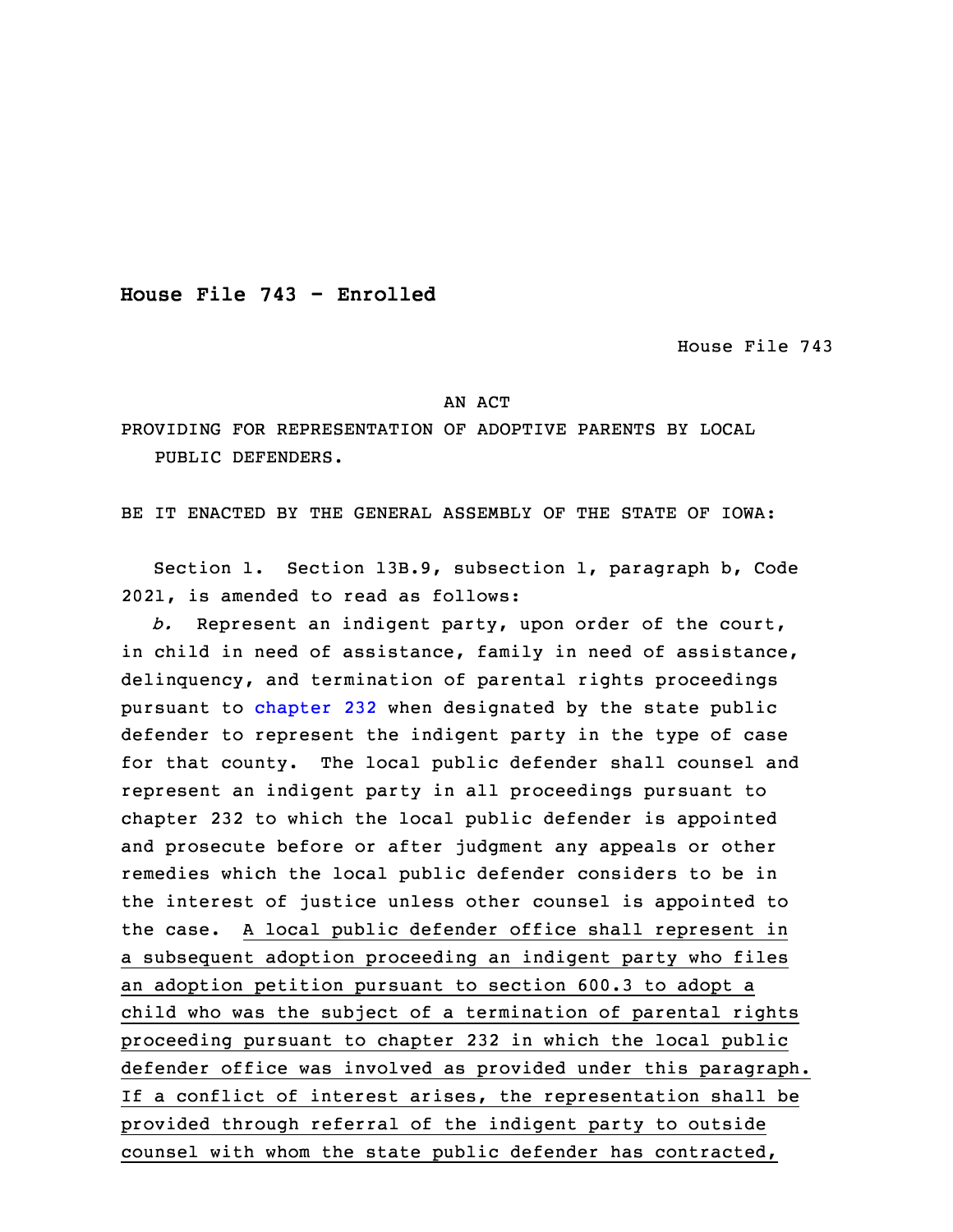**House File 743 - Enrolled**

House File 743

AN ACT

PROVIDING FOR REPRESENTATION OF ADOPTIVE PARENTS BY LOCAL PUBLIC DEFENDERS.

BE IT ENACTED BY THE GENERAL ASSEMBLY OF THE STATE OF IOWA:

Section 1. Section 13B.9, subsection 1, paragraph b, Code 2021, is amended to read as follows:

*b.* Represent an indigent party, upon order of the court, in child in need of assistance, family in need of assistance, delinquency, and termination of parental rights proceedings pursuant to chapter 232 when designated by the state public defender to represent the indigent party in the type of case for that county. The local public defender shall counsel and represent an indigent party in all proceedings pursuant to chapter 232 to which the local public defender is appointed and prosecute before or after judgment any appeals or other remedies which the local public defender considers to be in the interest of justice unless other counsel is appointed to the case. A local public defender office shall represent in a subsequent adoption proceeding an indigent party who files an adoption petition pursuant to section 600.3 to adopt a child who was the subject of a termination of parental rights proceeding pursuant to chapter 232 in which the local public defender office was involved as provided under this paragraph. If a conflict of interest arises, the representation shall be provided through referral of the indigent party to outside counsel with whom the state public defender has contracted,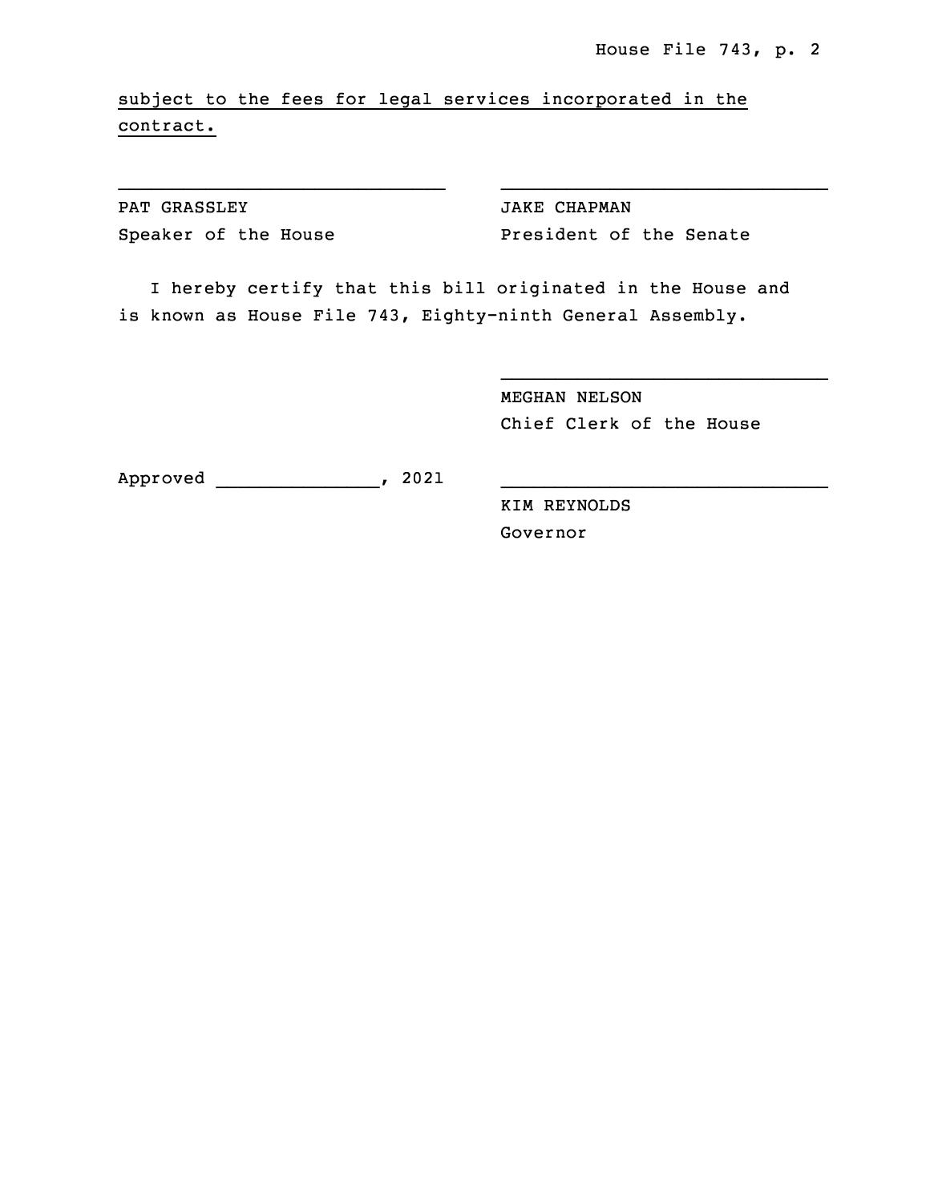subject to the fees for legal services incorporated in the contract.

\_\_\_\_\_\_\_\_\_\_\_\_\_\_\_\_\_\_\_\_\_\_\_\_\_\_\_\_\_\_\_\_\_\_\_\_\_

PAT GRASSLEY
Speaker of the House

\_\_\_\_\_\_\_\_\_\_\_\_\_\_\_\_\_\_\_\_\_\_\_\_\_\_\_\_\_\_\_\_\_\_\_\_\_

JAKE CHAPMAN
President of the Senate

I hereby certify that this bill originated in the House and is known as House File 743, Eighty-ninth General Assembly.

\_\_\_\_\_\_\_\_\_\_\_\_\_\_\_\_\_\_\_\_\_\_\_\_\_\_\_\_\_\_\_\_\_\_\_\_\_

MEGHAN NELSON
Chief Clerk of the House

Approved \_\_\_\_\_\_\_\_\_\_\_\_\_\_\_, 2021

\_\_\_\_\_\_\_\_\_\_\_\_\_\_\_\_\_\_\_\_\_\_\_\_\_\_\_\_\_\_\_\_\_\_\_\_\_

KIM REYNOLDS
Governor